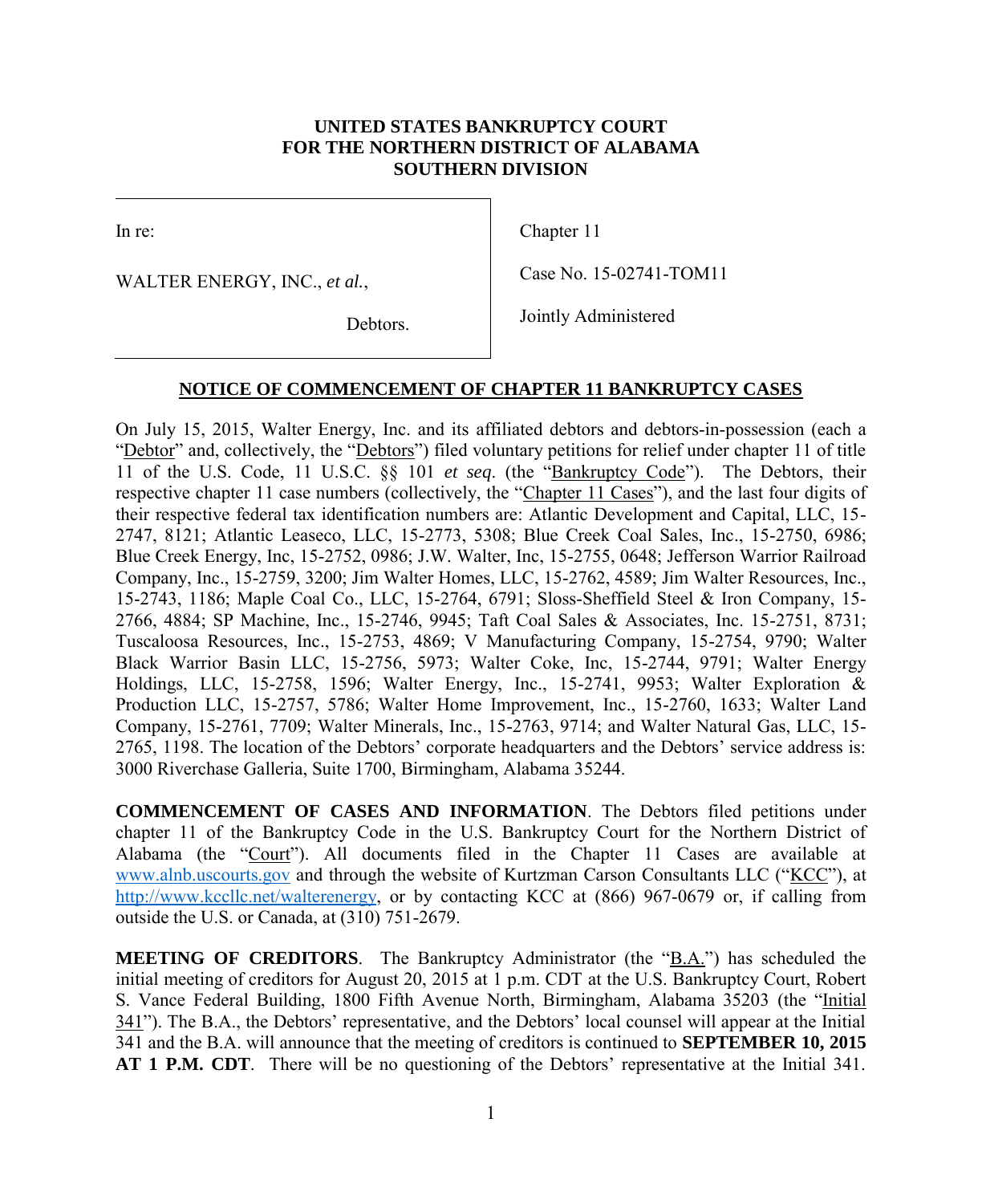**UNITED STATES BANKRUPTCY COURT**
**FOR THE NORTHERN DISTRICT OF ALABAMA**
**SOUTHERN DIVISION**

| In re: WALTER ENERGY, INC., *et al.*, Debtors. | Chapter 11 Case No. 15-02741-TOM11 Jointly Administered |
|---|---|

## NOTICE OF COMMENCEMENT OF CHAPTER 11 BANKRUPTCY CASES

On July 15, 2015, Walter Energy, Inc. and its affiliated debtors and debtors-in-possession (each a "Debtor" and, collectively, the "Debtors") filed voluntary petitions for relief under chapter 11 of title 11 of the U.S. Code, 11 U.S.C. §§ 101 *et seq*. (the "Bankruptcy Code"). The Debtors, their respective chapter 11 case numbers (collectively, the "Chapter 11 Cases"), and the last four digits of their respective federal tax identification numbers are: Atlantic Development and Capital, LLC, 15-2747, 8121; Atlantic Leaseco, LLC, 15-2773, 5308; Blue Creek Coal Sales, Inc., 15-2750, 6986; Blue Creek Energy, Inc, 15-2752, 0986; J.W. Walter, Inc, 15-2755, 0648; Jefferson Warrior Railroad Company, Inc., 15-2759, 3200; Jim Walter Homes, LLC, 15-2762, 4589; Jim Walter Resources, Inc., 15-2743, 1186; Maple Coal Co., LLC, 15-2764, 6791; Sloss-Sheffield Steel & Iron Company, 15-2766, 4884; SP Machine, Inc., 15-2746, 9945; Taft Coal Sales & Associates, Inc. 15-2751, 8731; Tuscaloosa Resources, Inc., 15-2753, 4869; V Manufacturing Company, 15-2754, 9790; Walter Black Warrior Basin LLC, 15-2756, 5973; Walter Coke, Inc, 15-2744, 9791; Walter Energy Holdings, LLC, 15-2758, 1596; Walter Energy, Inc., 15-2741, 9953; Walter Exploration & Production LLC, 15-2757, 5786; Walter Home Improvement, Inc., 15-2760, 1633; Walter Land Company, 15-2761, 7709; Walter Minerals, Inc., 15-2763, 9714; and Walter Natural Gas, LLC, 15-2765, 1198. The location of the Debtors' corporate headquarters and the Debtors' service address is: 3000 Riverchase Galleria, Suite 1700, Birmingham, Alabama 35244.

**COMMENCEMENT OF CASES AND INFORMATION**. The Debtors filed petitions under chapter 11 of the Bankruptcy Code in the U.S. Bankruptcy Court for the Northern District of Alabama (the "Court"). All documents filed in the Chapter 11 Cases are available at www.alnb.uscourts.gov and through the website of Kurtzman Carson Consultants LLC ("KCC"), at http://www.kccllc.net/walterenergy, or by contacting KCC at (866) 967-0679 or, if calling from outside the U.S. or Canada, at (310) 751-2679.

**MEETING OF CREDITORS**. The Bankruptcy Administrator (the "B.A.") has scheduled the initial meeting of creditors for August 20, 2015 at 1 p.m. CDT at the U.S. Bankruptcy Court, Robert S. Vance Federal Building, 1800 Fifth Avenue North, Birmingham, Alabama 35203 (the "Initial 341"). The B.A., the Debtors' representative, and the Debtors' local counsel will appear at the Initial 341 and the B.A. will announce that the meeting of creditors is continued to **SEPTEMBER 10, 2015 AT 1 P.M. CDT**. There will be no questioning of the Debtors' representative at the Initial 341.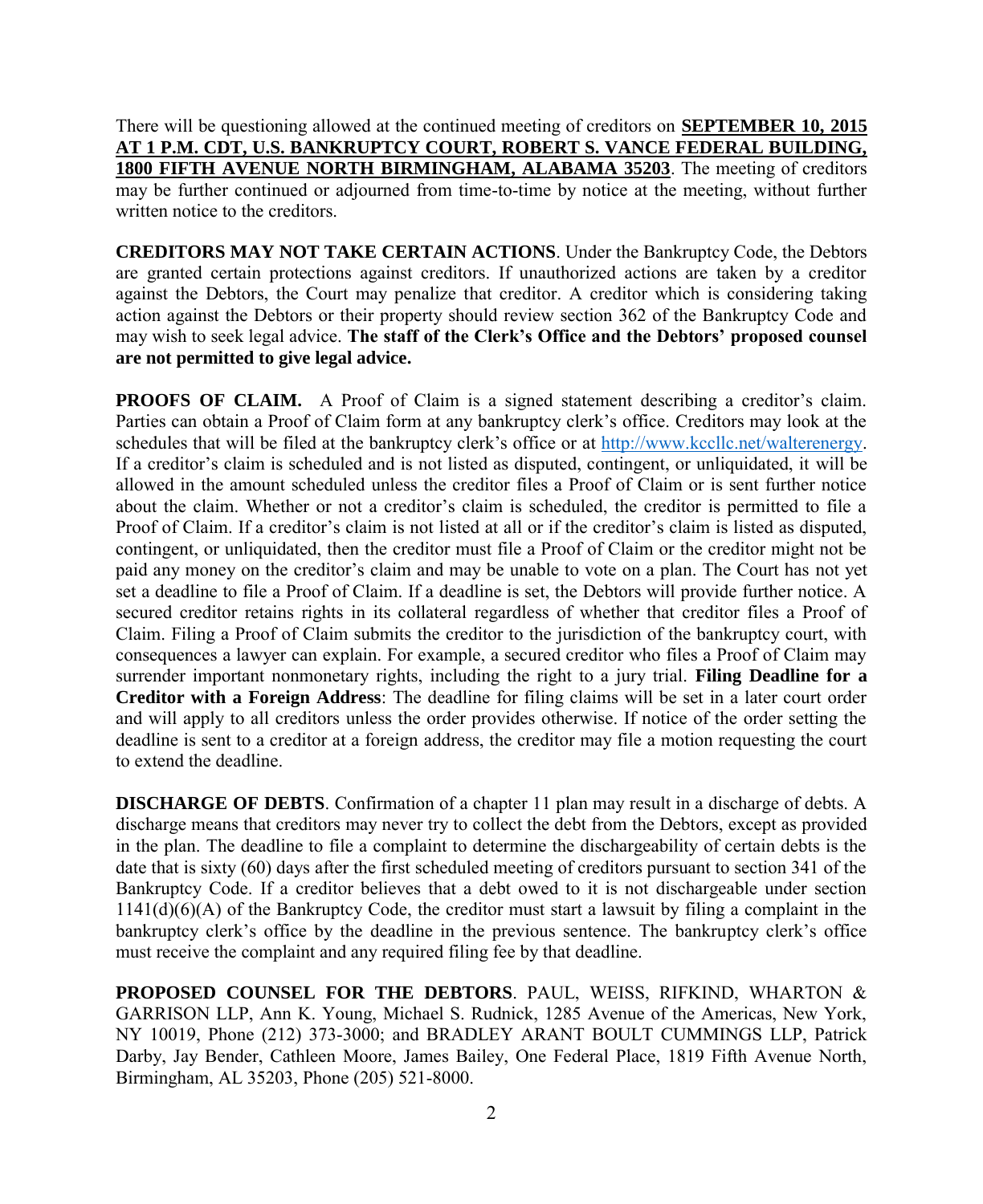There will be questioning allowed at the continued meeting of creditors on **SEPTEMBER 10, 2015 AT 1 P.M. CDT, U.S. BANKRUPTCY COURT, ROBERT S. VANCE FEDERAL BUILDING, 1800 FIFTH AVENUE NORTH BIRMINGHAM, ALABAMA 35203**. The meeting of creditors may be further continued or adjourned from time-to-time by notice at the meeting, without further written notice to the creditors.

**CREDITORS MAY NOT TAKE CERTAIN ACTIONS**. Under the Bankruptcy Code, the Debtors are granted certain protections against creditors. If unauthorized actions are taken by a creditor against the Debtors, the Court may penalize that creditor. A creditor which is considering taking action against the Debtors or their property should review section 362 of the Bankruptcy Code and may wish to seek legal advice. **The staff of the Clerk's Office and the Debtors' proposed counsel are not permitted to give legal advice.**

**PROOFS OF CLAIM.** A Proof of Claim is a signed statement describing a creditor's claim. Parties can obtain a Proof of Claim form at any bankruptcy clerk's office. Creditors may look at the schedules that will be filed at the bankruptcy clerk's office or at http://www.kccllc.net/walterenergy. If a creditor's claim is scheduled and is not listed as disputed, contingent, or unliquidated, it will be allowed in the amount scheduled unless the creditor files a Proof of Claim or is sent further notice about the claim. Whether or not a creditor's claim is scheduled, the creditor is permitted to file a Proof of Claim. If a creditor's claim is not listed at all or if the creditor's claim is listed as disputed, contingent, or unliquidated, then the creditor must file a Proof of Claim or the creditor might not be paid any money on the creditor's claim and may be unable to vote on a plan. The Court has not yet set a deadline to file a Proof of Claim. If a deadline is set, the Debtors will provide further notice. A secured creditor retains rights in its collateral regardless of whether that creditor files a Proof of Claim. Filing a Proof of Claim submits the creditor to the jurisdiction of the bankruptcy court, with consequences a lawyer can explain. For example, a secured creditor who files a Proof of Claim may surrender important nonmonetary rights, including the right to a jury trial. **Filing Deadline for a Creditor with a Foreign Address**: The deadline for filing claims will be set in a later court order and will apply to all creditors unless the order provides otherwise. If notice of the order setting the deadline is sent to a creditor at a foreign address, the creditor may file a motion requesting the court to extend the deadline.

**DISCHARGE OF DEBTS**. Confirmation of a chapter 11 plan may result in a discharge of debts. A discharge means that creditors may never try to collect the debt from the Debtors, except as provided in the plan. The deadline to file a complaint to determine the dischargeability of certain debts is the date that is sixty (60) days after the first scheduled meeting of creditors pursuant to section 341 of the Bankruptcy Code. If a creditor believes that a debt owed to it is not dischargeable under section 1141(d)(6)(A) of the Bankruptcy Code, the creditor must start a lawsuit by filing a complaint in the bankruptcy clerk's office by the deadline in the previous sentence. The bankruptcy clerk's office must receive the complaint and any required filing fee by that deadline.

**PROPOSED COUNSEL FOR THE DEBTORS**. PAUL, WEISS, RIFKIND, WHARTON & GARRISON LLP, Ann K. Young, Michael S. Rudnick, 1285 Avenue of the Americas, New York, NY 10019, Phone (212) 373-3000; and BRADLEY ARANT BOULT CUMMINGS LLP, Patrick Darby, Jay Bender, Cathleen Moore, James Bailey, One Federal Place, 1819 Fifth Avenue North, Birmingham, AL 35203, Phone (205) 521-8000.